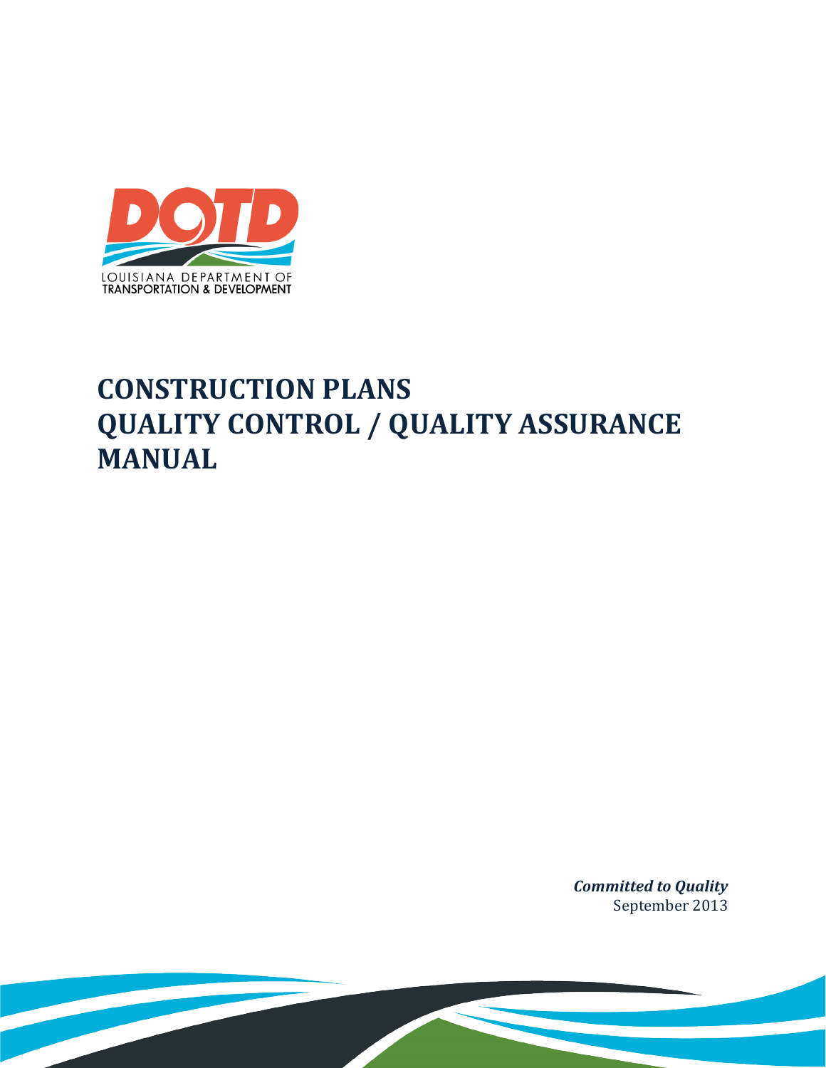DOTD

LOUISIANA DEPARTMENT OF TRANSPORTATION & DEVELOPMENT

# CONSTRUCTION PLANS QUALITY CONTROL / QUALITY ASSURANCE MANUAL

***Committed to Quality***

September 2013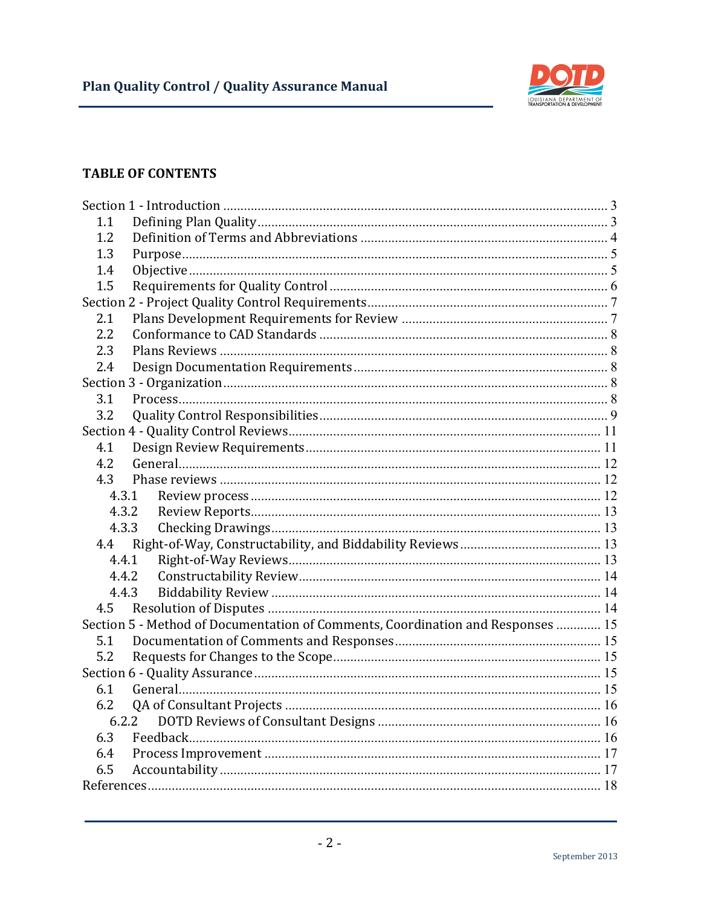## TABLE OF CONTENTS

Section 1 - Introduction ..... 3
- 1.1 Defining Plan Quality ..... 3
- 1.2 Definition of Terms and Abbreviations ..... 4
- 1.3 Purpose ..... 5
- 1.4 Objective ..... 5
- 1.5 Requirements for Quality Control ..... 6

Section 2 - Project Quality Control Requirements ..... 7
- 2.1 Plans Development Requirements for Review ..... 7
- 2.2 Conformance to CAD Standards ..... 8
- 2.3 Plans Reviews ..... 8
- 2.4 Design Documentation Requirements ..... 8

Section 3 - Organization ..... 8
- 3.1 Process ..... 8
- 3.2 Quality Control Responsibilities ..... 9

Section 4 - Quality Control Reviews ..... 11
- 4.1 Design Review Requirements ..... 11
- 4.2 General ..... 12
- 4.3 Phase reviews ..... 12
  - 4.3.1 Review process ..... 12
  - 4.3.2 Review Reports ..... 13
  - 4.3.3 Checking Drawings ..... 13
- 4.4 Right-of-Way, Constructability, and Biddability Reviews ..... 13
  - 4.4.1 Right-of-Way Reviews ..... 13
  - 4.4.2 Constructability Review ..... 14
  - 4.4.3 Biddability Review ..... 14
- 4.5 Resolution of Disputes ..... 14

Section 5 - Method of Documentation of Comments, Coordination and Responses ..... 15
- 5.1 Documentation of Comments and Responses ..... 15
- 5.2 Requests for Changes to the Scope ..... 15

Section 6 - Quality Assurance ..... 15
- 6.1 General ..... 15
- 6.2 QA of Consultant Projects ..... 16
  - 6.2.2 DOTD Reviews of Consultant Designs ..... 16
- 6.3 Feedback ..... 16
- 6.4 Process Improvement ..... 17
- 6.5 Accountability ..... 17

References ..... 18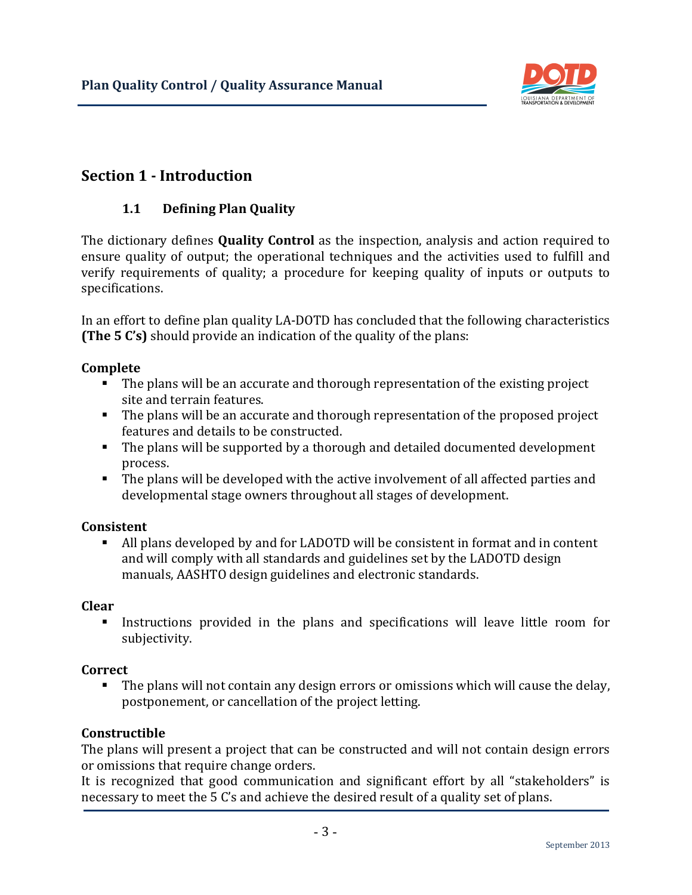# Section 1 - Introduction

## 1.1 Defining Plan Quality

The dictionary defines **Quality Control** as the inspection, analysis and action required to ensure quality of output; the operational techniques and the activities used to fulfill and verify requirements of quality; a procedure for keeping quality of inputs or outputs to specifications.

In an effort to define plan quality LA-DOTD has concluded that the following characteristics **(The 5 C's)** should provide an indication of the quality of the plans:

**Complete**

- The plans will be an accurate and thorough representation of the existing project site and terrain features.
- The plans will be an accurate and thorough representation of the proposed project features and details to be constructed.
- The plans will be supported by a thorough and detailed documented development process.
- The plans will be developed with the active involvement of all affected parties and developmental stage owners throughout all stages of development.

**Consistent**

- All plans developed by and for LADOTD will be consistent in format and in content and will comply with all standards and guidelines set by the LADOTD design manuals, AASHTO design guidelines and electronic standards.

**Clear**

- Instructions provided in the plans and specifications will leave little room for subjectivity.

**Correct**

- The plans will not contain any design errors or omissions which will cause the delay, postponement, or cancellation of the project letting.

**Constructible**

The plans will present a project that can be constructed and will not contain design errors or omissions that require change orders.

It is recognized that good communication and significant effort by all "stakeholders" is necessary to meet the 5 C's and achieve the desired result of a quality set of plans.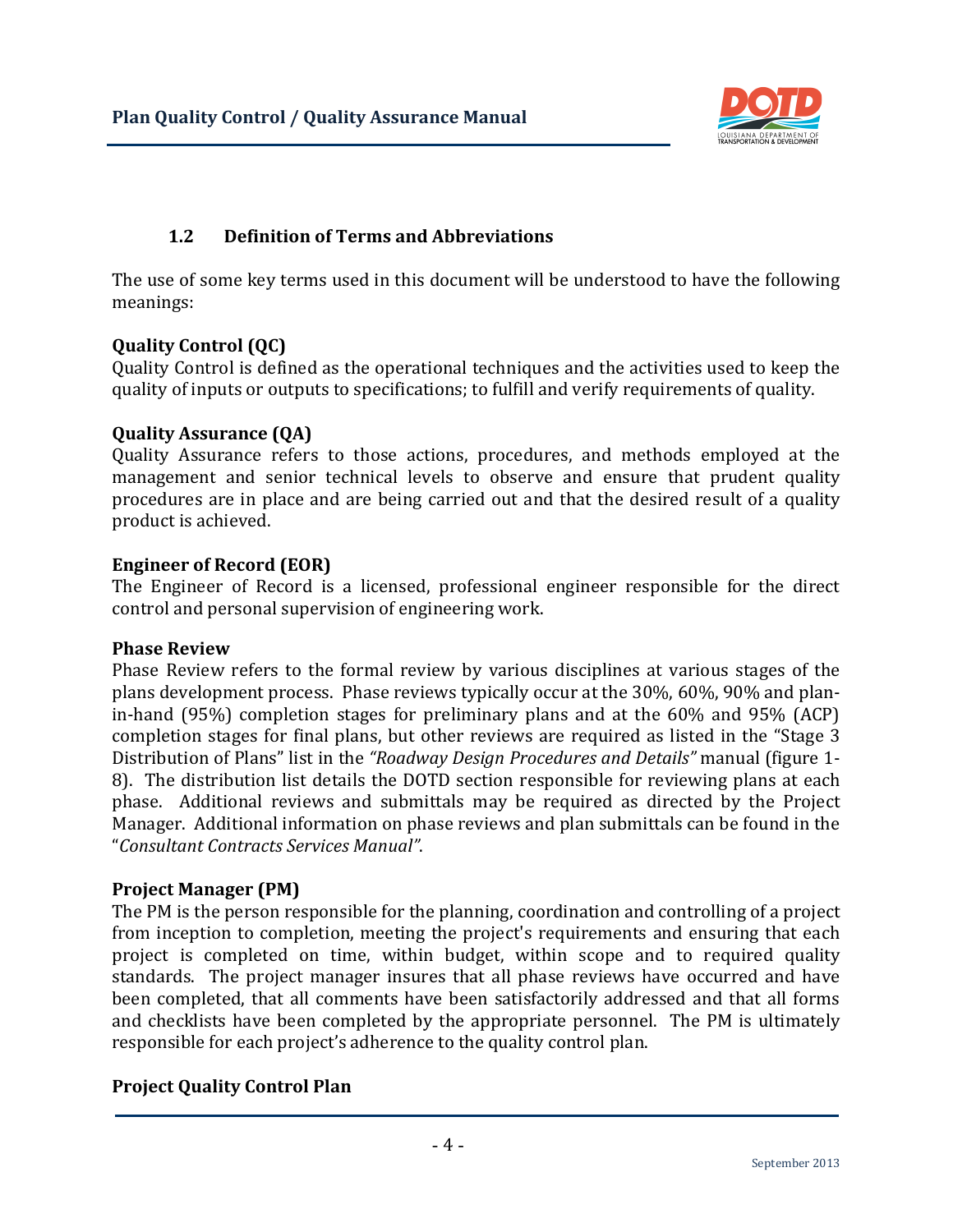## 1.2 Definition of Terms and Abbreviations

The use of some key terms used in this document will be understood to have the following meanings:

**Quality Control (QC)**
Quality Control is defined as the operational techniques and the activities used to keep the quality of inputs or outputs to specifications; to fulfill and verify requirements of quality.

**Quality Assurance (QA)**
Quality Assurance refers to those actions, procedures, and methods employed at the management and senior technical levels to observe and ensure that prudent quality procedures are in place and are being carried out and that the desired result of a quality product is achieved.

**Engineer of Record (EOR)**
The Engineer of Record is a licensed, professional engineer responsible for the direct control and personal supervision of engineering work.

**Phase Review**
Phase Review refers to the formal review by various disciplines at various stages of the plans development process. Phase reviews typically occur at the 30%, 60%, 90% and plan-in-hand (95%) completion stages for preliminary plans and at the 60% and 95% (ACP) completion stages for final plans, but other reviews are required as listed in the "Stage 3 Distribution of Plans" list in the *"Roadway Design Procedures and Details"* manual (figure 1-8). The distribution list details the DOTD section responsible for reviewing plans at each phase. Additional reviews and submittals may be required as directed by the Project Manager. Additional information on phase reviews and plan submittals can be found in the "*Consultant Contracts Services Manual"*.

**Project Manager (PM)**
The PM is the person responsible for the planning, coordination and controlling of a project from inception to completion, meeting the project's requirements and ensuring that each project is completed on time, within budget, within scope and to required quality standards. The project manager insures that all phase reviews have occurred and have been completed, that all comments have been satisfactorily addressed and that all forms and checklists have been completed by the appropriate personnel. The PM is ultimately responsible for each project's adherence to the quality control plan.

**Project Quality Control Plan**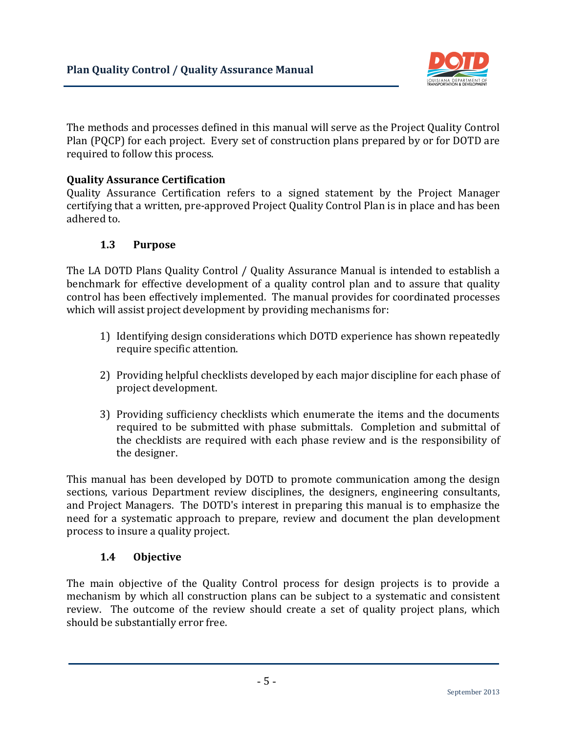The methods and processes defined in this manual will serve as the Project Quality Control Plan (PQCP) for each project. Every set of construction plans prepared by or for DOTD are required to follow this process.

**Quality Assurance Certification**
Quality Assurance Certification refers to a signed statement by the Project Manager certifying that a written, pre-approved Project Quality Control Plan is in place and has been adhered to.

### 1.3 Purpose

The LA DOTD Plans Quality Control / Quality Assurance Manual is intended to establish a benchmark for effective development of a quality control plan and to assure that quality control has been effectively implemented. The manual provides for coordinated processes which will assist project development by providing mechanisms for:

1) Identifying design considerations which DOTD experience has shown repeatedly require specific attention.

2) Providing helpful checklists developed by each major discipline for each phase of project development.

3) Providing sufficiency checklists which enumerate the items and the documents required to be submitted with phase submittals. Completion and submittal of the checklists are required with each phase review and is the responsibility of the designer.

This manual has been developed by DOTD to promote communication among the design sections, various Department review disciplines, the designers, engineering consultants, and Project Managers. The DOTD's interest in preparing this manual is to emphasize the need for a systematic approach to prepare, review and document the plan development process to insure a quality project.

### 1.4 Objective

The main objective of the Quality Control process for design projects is to provide a mechanism by which all construction plans can be subject to a systematic and consistent review. The outcome of the review should create a set of quality project plans, which should be substantially error free.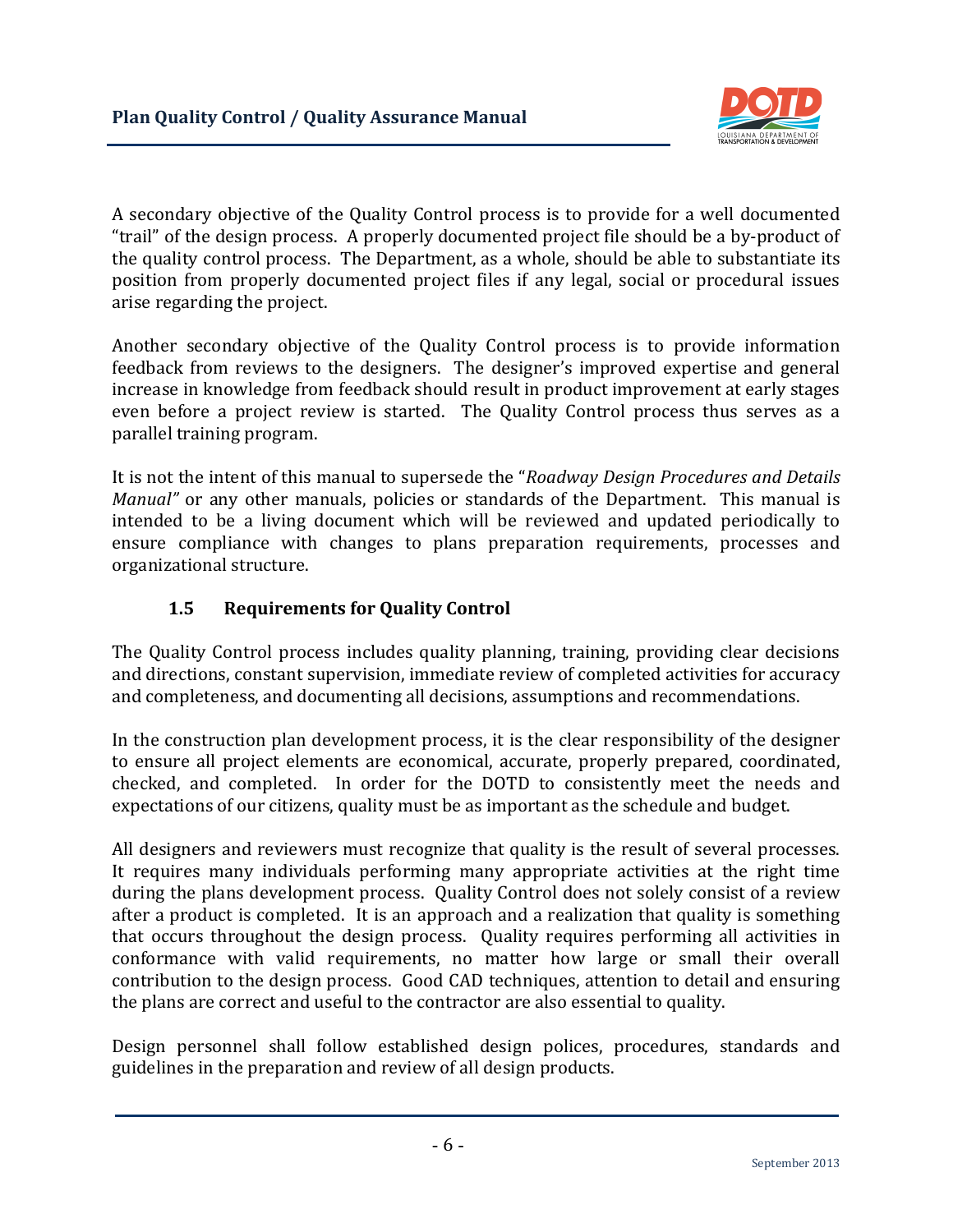A secondary objective of the Quality Control process is to provide for a well documented "trail" of the design process. A properly documented project file should be a by-product of the quality control process. The Department, as a whole, should be able to substantiate its position from properly documented project files if any legal, social or procedural issues arise regarding the project.

Another secondary objective of the Quality Control process is to provide information feedback from reviews to the designers. The designer's improved expertise and general increase in knowledge from feedback should result in product improvement at early stages even before a project review is started. The Quality Control process thus serves as a parallel training program.

It is not the intent of this manual to supersede the "*Roadway Design Procedures and Details Manual"* or any other manuals, policies or standards of the Department. This manual is intended to be a living document which will be reviewed and updated periodically to ensure compliance with changes to plans preparation requirements, processes and organizational structure.

### 1.5 Requirements for Quality Control

The Quality Control process includes quality planning, training, providing clear decisions and directions, constant supervision, immediate review of completed activities for accuracy and completeness, and documenting all decisions, assumptions and recommendations.

In the construction plan development process, it is the clear responsibility of the designer to ensure all project elements are economical, accurate, properly prepared, coordinated, checked, and completed. In order for the DOTD to consistently meet the needs and expectations of our citizens, quality must be as important as the schedule and budget.

All designers and reviewers must recognize that quality is the result of several processes. It requires many individuals performing many appropriate activities at the right time during the plans development process. Quality Control does not solely consist of a review after a product is completed. It is an approach and a realization that quality is something that occurs throughout the design process. Quality requires performing all activities in conformance with valid requirements, no matter how large or small their overall contribution to the design process. Good CAD techniques, attention to detail and ensuring the plans are correct and useful to the contractor are also essential to quality.

Design personnel shall follow established design polices, procedures, standards and guidelines in the preparation and review of all design products.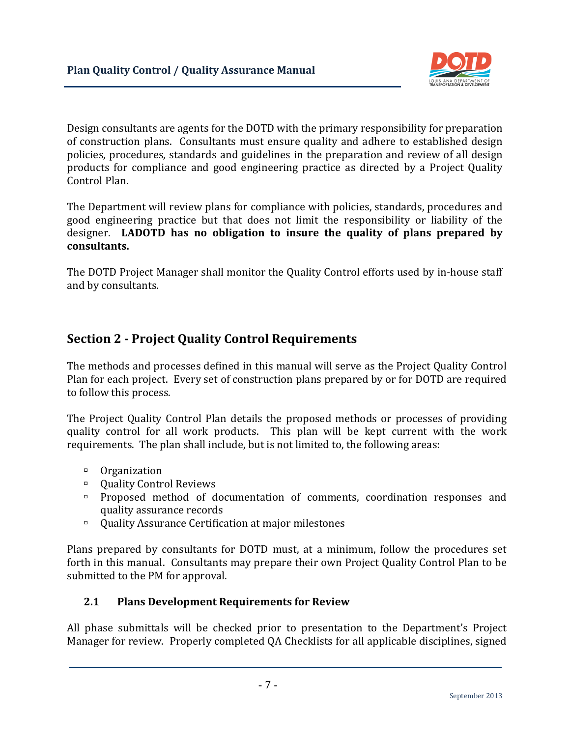Design consultants are agents for the DOTD with the primary responsibility for preparation of construction plans. Consultants must ensure quality and adhere to established design policies, procedures, standards and guidelines in the preparation and review of all design products for compliance and good engineering practice as directed by a Project Quality Control Plan.

The Department will review plans for compliance with policies, standards, procedures and good engineering practice but that does not limit the responsibility or liability of the designer. **LADOTD has no obligation to insure the quality of plans prepared by consultants.**

The DOTD Project Manager shall monitor the Quality Control efforts used by in-house staff and by consultants.

## Section 2 - Project Quality Control Requirements

The methods and processes defined in this manual will serve as the Project Quality Control Plan for each project. Every set of construction plans prepared by or for DOTD are required to follow this process.

The Project Quality Control Plan details the proposed methods or processes of providing quality control for all work products. This plan will be kept current with the work requirements. The plan shall include, but is not limited to, the following areas:

- Organization
- Quality Control Reviews
- Proposed method of documentation of comments, coordination responses and quality assurance records
- Quality Assurance Certification at major milestones

Plans prepared by consultants for DOTD must, at a minimum, follow the procedures set forth in this manual. Consultants may prepare their own Project Quality Control Plan to be submitted to the PM for approval.

### 2.1 Plans Development Requirements for Review

All phase submittals will be checked prior to presentation to the Department's Project Manager for review. Properly completed QA Checklists for all applicable disciplines, signed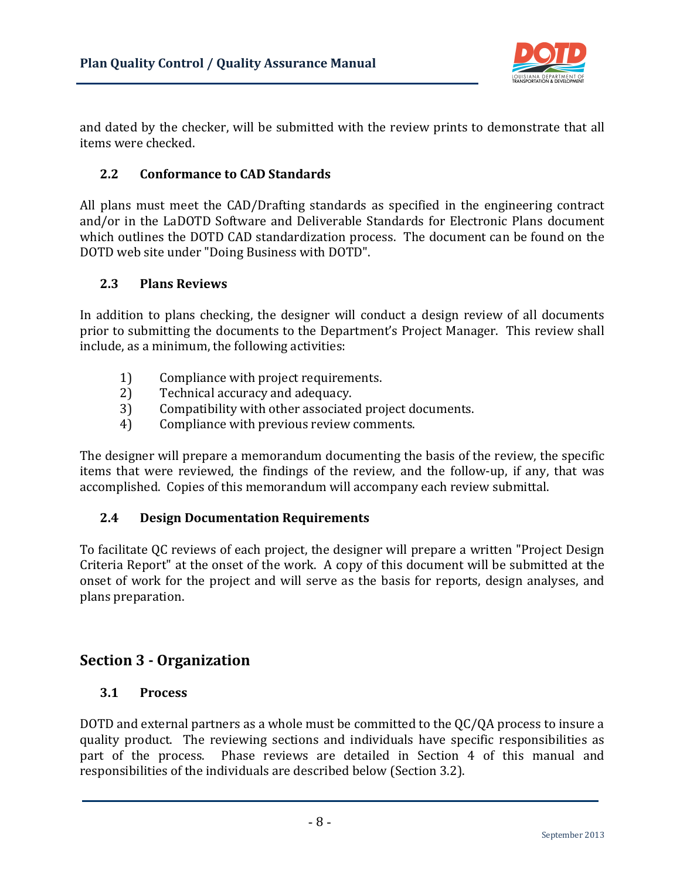and dated by the checker, will be submitted with the review prints to demonstrate that all items were checked.

### 2.2 Conformance to CAD Standards

All plans must meet the CAD/Drafting standards as specified in the engineering contract and/or in the LaDOTD Software and Deliverable Standards for Electronic Plans document which outlines the DOTD CAD standardization process. The document can be found on the DOTD web site under "Doing Business with DOTD".

### 2.3 Plans Reviews

In addition to plans checking, the designer will conduct a design review of all documents prior to submitting the documents to the Department's Project Manager. This review shall include, as a minimum, the following activities:

1) Compliance with project requirements.
2) Technical accuracy and adequacy.
3) Compatibility with other associated project documents.
4) Compliance with previous review comments.

The designer will prepare a memorandum documenting the basis of the review, the specific items that were reviewed, the findings of the review, and the follow-up, if any, that was accomplished. Copies of this memorandum will accompany each review submittal.

### 2.4 Design Documentation Requirements

To facilitate QC reviews of each project, the designer will prepare a written "Project Design Criteria Report" at the onset of the work. A copy of this document will be submitted at the onset of work for the project and will serve as the basis for reports, design analyses, and plans preparation.

## Section 3 - Organization

### 3.1 Process

DOTD and external partners as a whole must be committed to the QC/QA process to insure a quality product. The reviewing sections and individuals have specific responsibilities as part of the process. Phase reviews are detailed in Section 4 of this manual and responsibilities of the individuals are described below (Section 3.2).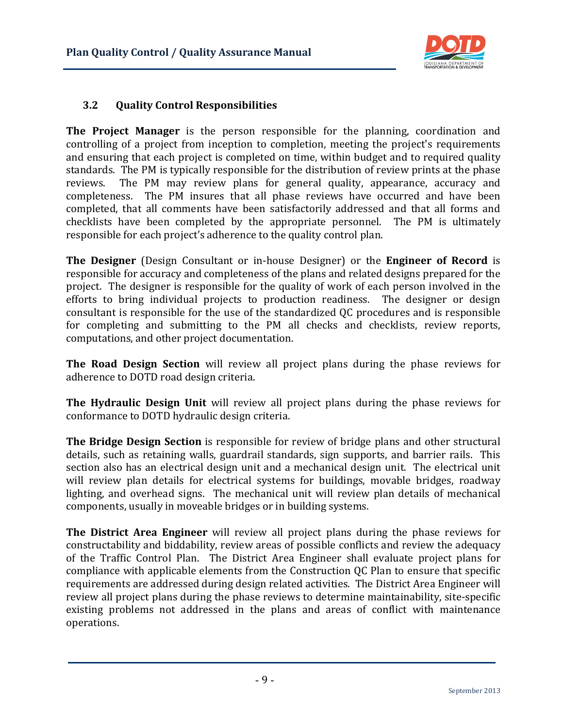### 3.2 Quality Control Responsibilities

**The Project Manager** is the person responsible for the planning, coordination and controlling of a project from inception to completion, meeting the project's requirements and ensuring that each project is completed on time, within budget and to required quality standards. The PM is typically responsible for the distribution of review prints at the phase reviews. The PM may review plans for general quality, appearance, accuracy and completeness. The PM insures that all phase reviews have occurred and have been completed, that all comments have been satisfactorily addressed and that all forms and checklists have been completed by the appropriate personnel. The PM is ultimately responsible for each project's adherence to the quality control plan.

**The Designer** (Design Consultant or in-house Designer) or the **Engineer of Record** is responsible for accuracy and completeness of the plans and related designs prepared for the project. The designer is responsible for the quality of work of each person involved in the efforts to bring individual projects to production readiness. The designer or design consultant is responsible for the use of the standardized QC procedures and is responsible for completing and submitting to the PM all checks and checklists, review reports, computations, and other project documentation.

**The Road Design Section** will review all project plans during the phase reviews for adherence to DOTD road design criteria.

**The Hydraulic Design Unit** will review all project plans during the phase reviews for conformance to DOTD hydraulic design criteria.

**The Bridge Design Section** is responsible for review of bridge plans and other structural details, such as retaining walls, guardrail standards, sign supports, and barrier rails. This section also has an electrical design unit and a mechanical design unit. The electrical unit will review plan details for electrical systems for buildings, movable bridges, roadway lighting, and overhead signs. The mechanical unit will review plan details of mechanical components, usually in moveable bridges or in building systems.

**The District Area Engineer** will review all project plans during the phase reviews for constructability and biddability, review areas of possible conflicts and review the adequacy of the Traffic Control Plan. The District Area Engineer shall evaluate project plans for compliance with applicable elements from the Construction QC Plan to ensure that specific requirements are addressed during design related activities. The District Area Engineer will review all project plans during the phase reviews to determine maintainability, site-specific existing problems not addressed in the plans and areas of conflict with maintenance operations.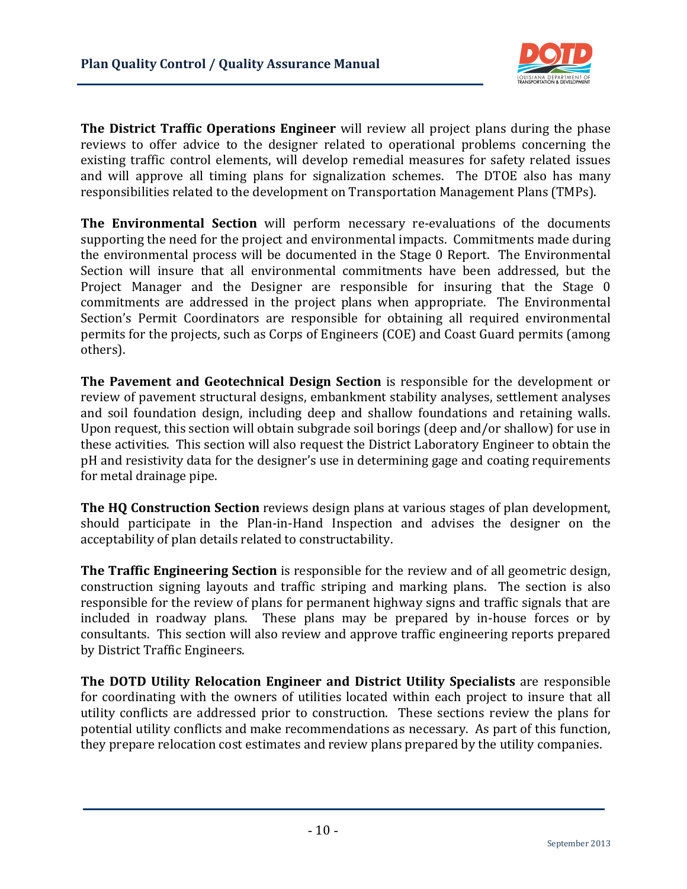**The District Traffic Operations Engineer** will review all project plans during the phase reviews to offer advice to the designer related to operational problems concerning the existing traffic control elements, will develop remedial measures for safety related issues and will approve all timing plans for signalization schemes. The DTOE also has many responsibilities related to the development on Transportation Management Plans (TMPs).

**The Environmental Section** will perform necessary re-evaluations of the documents supporting the need for the project and environmental impacts. Commitments made during the environmental process will be documented in the Stage 0 Report. The Environmental Section will insure that all environmental commitments have been addressed, but the Project Manager and the Designer are responsible for insuring that the Stage 0 commitments are addressed in the project plans when appropriate. The Environmental Section's Permit Coordinators are responsible for obtaining all required environmental permits for the projects, such as Corps of Engineers (COE) and Coast Guard permits (among others).

**The Pavement and Geotechnical Design Section** is responsible for the development or review of pavement structural designs, embankment stability analyses, settlement analyses and soil foundation design, including deep and shallow foundations and retaining walls. Upon request, this section will obtain subgrade soil borings (deep and/or shallow) for use in these activities. This section will also request the District Laboratory Engineer to obtain the pH and resistivity data for the designer's use in determining gage and coating requirements for metal drainage pipe.

**The HQ Construction Section** reviews design plans at various stages of plan development, should participate in the Plan-in-Hand Inspection and advises the designer on the acceptability of plan details related to constructability.

**The Traffic Engineering Section** is responsible for the review and of all geometric design, construction signing layouts and traffic striping and marking plans. The section is also responsible for the review of plans for permanent highway signs and traffic signals that are included in roadway plans. These plans may be prepared by in-house forces or by consultants. This section will also review and approve traffic engineering reports prepared by District Traffic Engineers.

**The DOTD Utility Relocation Engineer and District Utility Specialists** are responsible for coordinating with the owners of utilities located within each project to insure that all utility conflicts are addressed prior to construction. These sections review the plans for potential utility conflicts and make recommendations as necessary. As part of this function, they prepare relocation cost estimates and review plans prepared by the utility companies.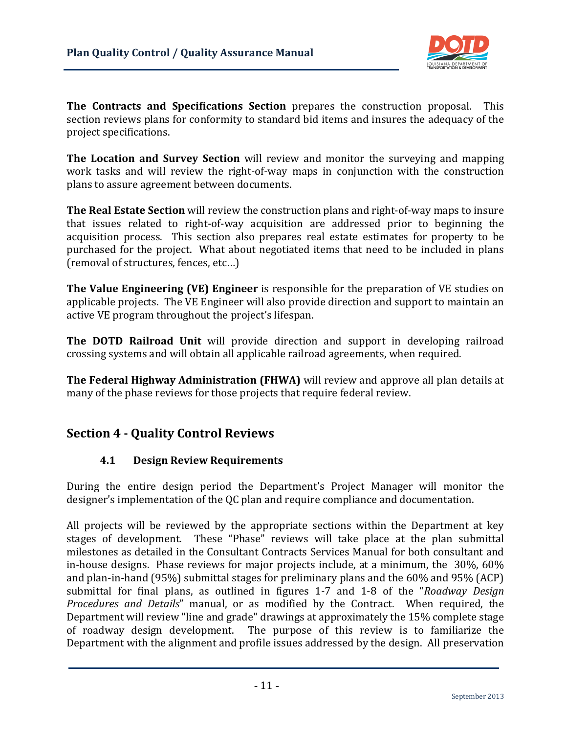**The Contracts and Specifications Section** prepares the construction proposal. This section reviews plans for conformity to standard bid items and insures the adequacy of the project specifications.

**The Location and Survey Section** will review and monitor the surveying and mapping work tasks and will review the right-of-way maps in conjunction with the construction plans to assure agreement between documents.

**The Real Estate Section** will review the construction plans and right-of-way maps to insure that issues related to right-of-way acquisition are addressed prior to beginning the acquisition process. This section also prepares real estate estimates for property to be purchased for the project. What about negotiated items that need to be included in plans (removal of structures, fences, etc…)

**The Value Engineering (VE) Engineer** is responsible for the preparation of VE studies on applicable projects. The VE Engineer will also provide direction and support to maintain an active VE program throughout the project's lifespan.

**The DOTD Railroad Unit** will provide direction and support in developing railroad crossing systems and will obtain all applicable railroad agreements, when required.

**The Federal Highway Administration (FHWA)** will review and approve all plan details at many of the phase reviews for those projects that require federal review.

## Section 4 - Quality Control Reviews

### 4.1 Design Review Requirements

During the entire design period the Department's Project Manager will monitor the designer's implementation of the QC plan and require compliance and documentation.

All projects will be reviewed by the appropriate sections within the Department at key stages of development. These "Phase" reviews will take place at the plan submittal milestones as detailed in the Consultant Contracts Services Manual for both consultant and in-house designs. Phase reviews for major projects include, at a minimum, the 30%, 60% and plan-in-hand (95%) submittal stages for preliminary plans and the 60% and 95% (ACP) submittal for final plans, as outlined in figures 1-7 and 1-8 of the "*Roadway Design Procedures and Details*" manual, or as modified by the Contract. When required, the Department will review "line and grade" drawings at approximately the 15% complete stage of roadway design development. The purpose of this review is to familiarize the Department with the alignment and profile issues addressed by the design. All preservation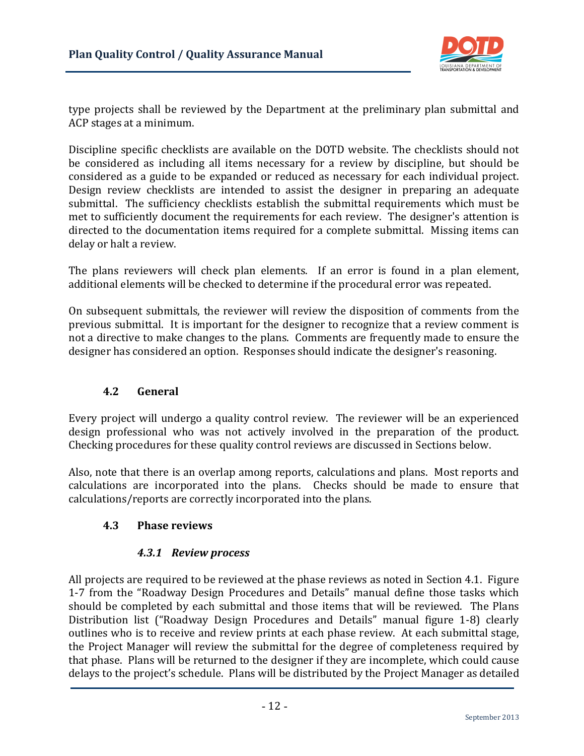type projects shall be reviewed by the Department at the preliminary plan submittal and ACP stages at a minimum.

Discipline specific checklists are available on the DOTD website. The checklists should not be considered as including all items necessary for a review by discipline, but should be considered as a guide to be expanded or reduced as necessary for each individual project. Design review checklists are intended to assist the designer in preparing an adequate submittal. The sufficiency checklists establish the submittal requirements which must be met to sufficiently document the requirements for each review. The designer's attention is directed to the documentation items required for a complete submittal. Missing items can delay or halt a review.

The plans reviewers will check plan elements. If an error is found in a plan element, additional elements will be checked to determine if the procedural error was repeated.

On subsequent submittals, the reviewer will review the disposition of comments from the previous submittal. It is important for the designer to recognize that a review comment is not a directive to make changes to the plans. Comments are frequently made to ensure the designer has considered an option. Responses should indicate the designer's reasoning.

## 4.2 General

Every project will undergo a quality control review. The reviewer will be an experienced design professional who was not actively involved in the preparation of the product. Checking procedures for these quality control reviews are discussed in Sections below.

Also, note that there is an overlap among reports, calculations and plans. Most reports and calculations are incorporated into the plans. Checks should be made to ensure that calculations/reports are correctly incorporated into the plans.

## 4.3 Phase reviews

### *4.3.1 Review process*

All projects are required to be reviewed at the phase reviews as noted in Section 4.1. Figure 1-7 from the "Roadway Design Procedures and Details" manual define those tasks which should be completed by each submittal and those items that will be reviewed. The Plans Distribution list ("Roadway Design Procedures and Details" manual figure 1-8) clearly outlines who is to receive and review prints at each phase review. At each submittal stage, the Project Manager will review the submittal for the degree of completeness required by that phase. Plans will be returned to the designer if they are incomplete, which could cause delays to the project's schedule. Plans will be distributed by the Project Manager as detailed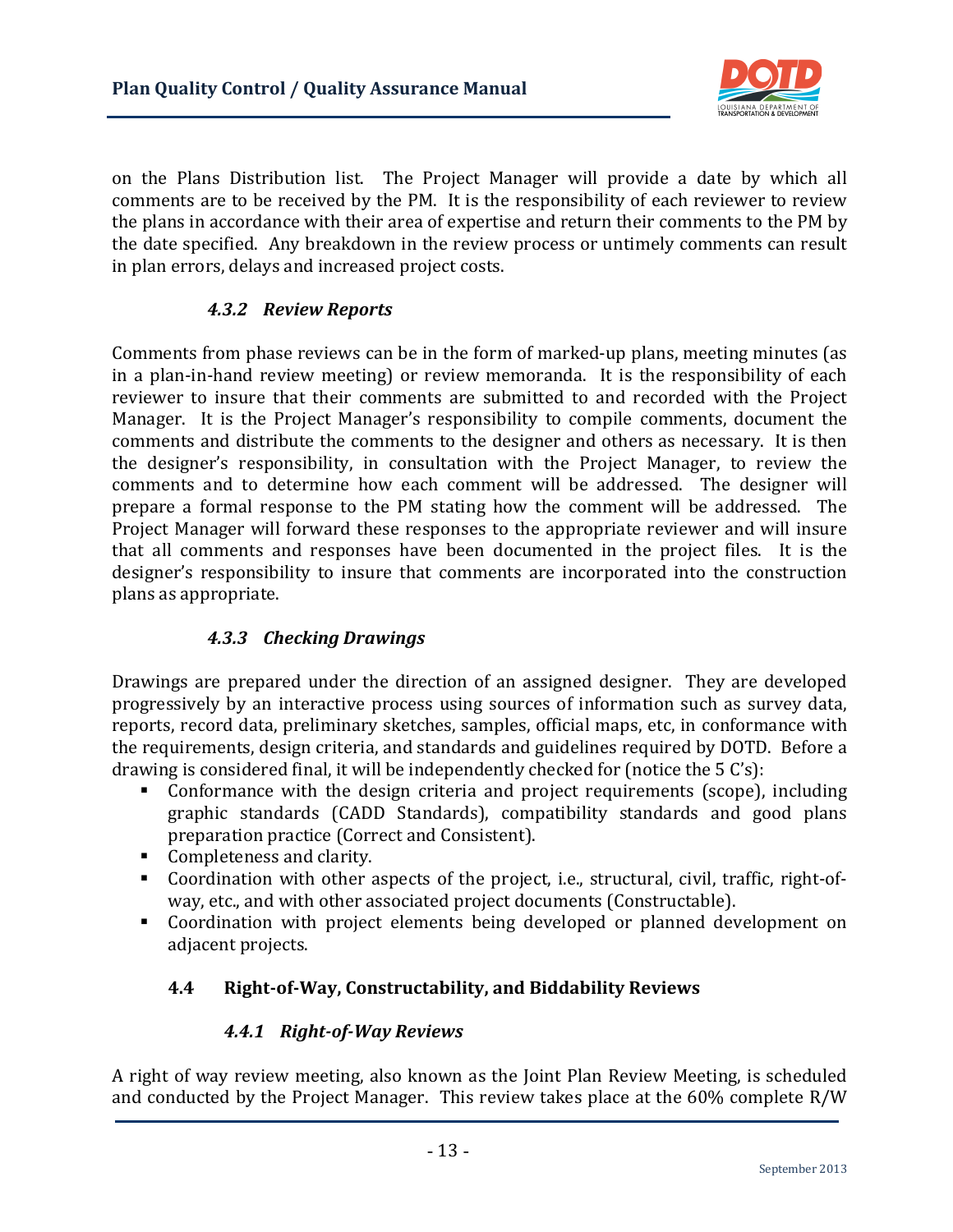on the Plans Distribution list. The Project Manager will provide a date by which all comments are to be received by the PM. It is the responsibility of each reviewer to review the plans in accordance with their area of expertise and return their comments to the PM by the date specified. Any breakdown in the review process or untimely comments can result in plan errors, delays and increased project costs.

#### *4.3.2 Review Reports*

Comments from phase reviews can be in the form of marked-up plans, meeting minutes (as in a plan-in-hand review meeting) or review memoranda. It is the responsibility of each reviewer to insure that their comments are submitted to and recorded with the Project Manager. It is the Project Manager's responsibility to compile comments, document the comments and distribute the comments to the designer and others as necessary. It is then the designer's responsibility, in consultation with the Project Manager, to review the comments and to determine how each comment will be addressed. The designer will prepare a formal response to the PM stating how the comment will be addressed. The Project Manager will forward these responses to the appropriate reviewer and will insure that all comments and responses have been documented in the project files. It is the designer's responsibility to insure that comments are incorporated into the construction plans as appropriate.

#### *4.3.3 Checking Drawings*

Drawings are prepared under the direction of an assigned designer. They are developed progressively by an interactive process using sources of information such as survey data, reports, record data, preliminary sketches, samples, official maps, etc, in conformance with the requirements, design criteria, and standards and guidelines required by DOTD. Before a drawing is considered final, it will be independently checked for (notice the 5 C's):

- Conformance with the design criteria and project requirements (scope), including graphic standards (CADD Standards), compatibility standards and good plans preparation practice (Correct and Consistent).
- Completeness and clarity.
- Coordination with other aspects of the project, i.e., structural, civil, traffic, right-of-way, etc., and with other associated project documents (Constructable).
- Coordination with project elements being developed or planned development on adjacent projects.

### 4.4 Right-of-Way, Constructability, and Biddability Reviews

#### *4.4.1 Right-of-Way Reviews*

A right of way review meeting, also known as the Joint Plan Review Meeting, is scheduled and conducted by the Project Manager. This review takes place at the 60% complete R/W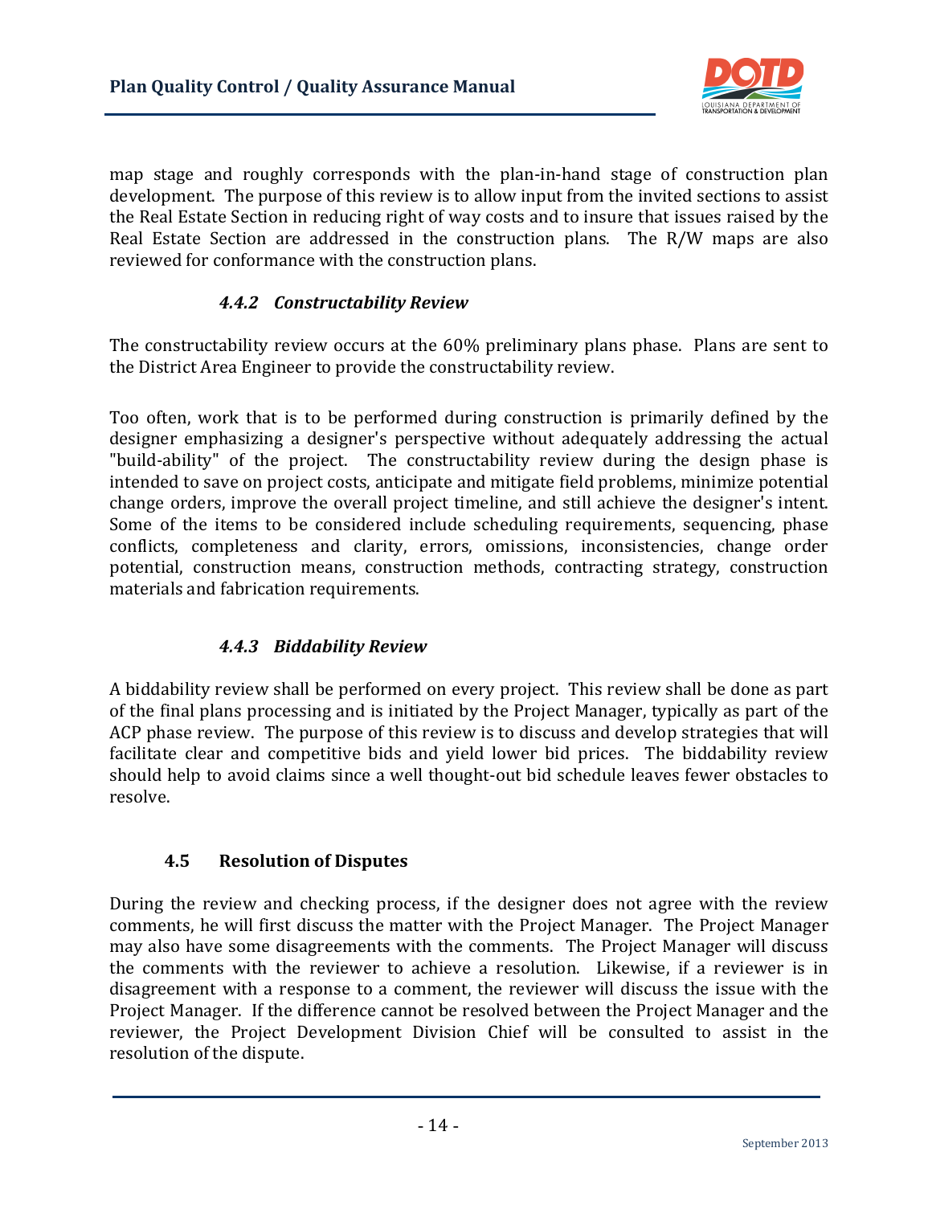map stage and roughly corresponds with the plan-in-hand stage of construction plan development. The purpose of this review is to allow input from the invited sections to assist the Real Estate Section in reducing right of way costs and to insure that issues raised by the Real Estate Section are addressed in the construction plans. The R/W maps are also reviewed for conformance with the construction plans.

#### *4.4.2 Constructability Review*

The constructability review occurs at the 60% preliminary plans phase. Plans are sent to the District Area Engineer to provide the constructability review.

Too often, work that is to be performed during construction is primarily defined by the designer emphasizing a designer's perspective without adequately addressing the actual "build-ability" of the project. The constructability review during the design phase is intended to save on project costs, anticipate and mitigate field problems, minimize potential change orders, improve the overall project timeline, and still achieve the designer's intent. Some of the items to be considered include scheduling requirements, sequencing, phase conflicts, completeness and clarity, errors, omissions, inconsistencies, change order potential, construction means, construction methods, contracting strategy, construction materials and fabrication requirements.

#### *4.4.3 Biddability Review*

A biddability review shall be performed on every project. This review shall be done as part of the final plans processing and is initiated by the Project Manager, typically as part of the ACP phase review. The purpose of this review is to discuss and develop strategies that will facilitate clear and competitive bids and yield lower bid prices. The biddability review should help to avoid claims since a well thought-out bid schedule leaves fewer obstacles to resolve.

### 4.5 Resolution of Disputes

During the review and checking process, if the designer does not agree with the review comments, he will first discuss the matter with the Project Manager. The Project Manager may also have some disagreements with the comments. The Project Manager will discuss the comments with the reviewer to achieve a resolution. Likewise, if a reviewer is in disagreement with a response to a comment, the reviewer will discuss the issue with the Project Manager. If the difference cannot be resolved between the Project Manager and the reviewer, the Project Development Division Chief will be consulted to assist in the resolution of the dispute.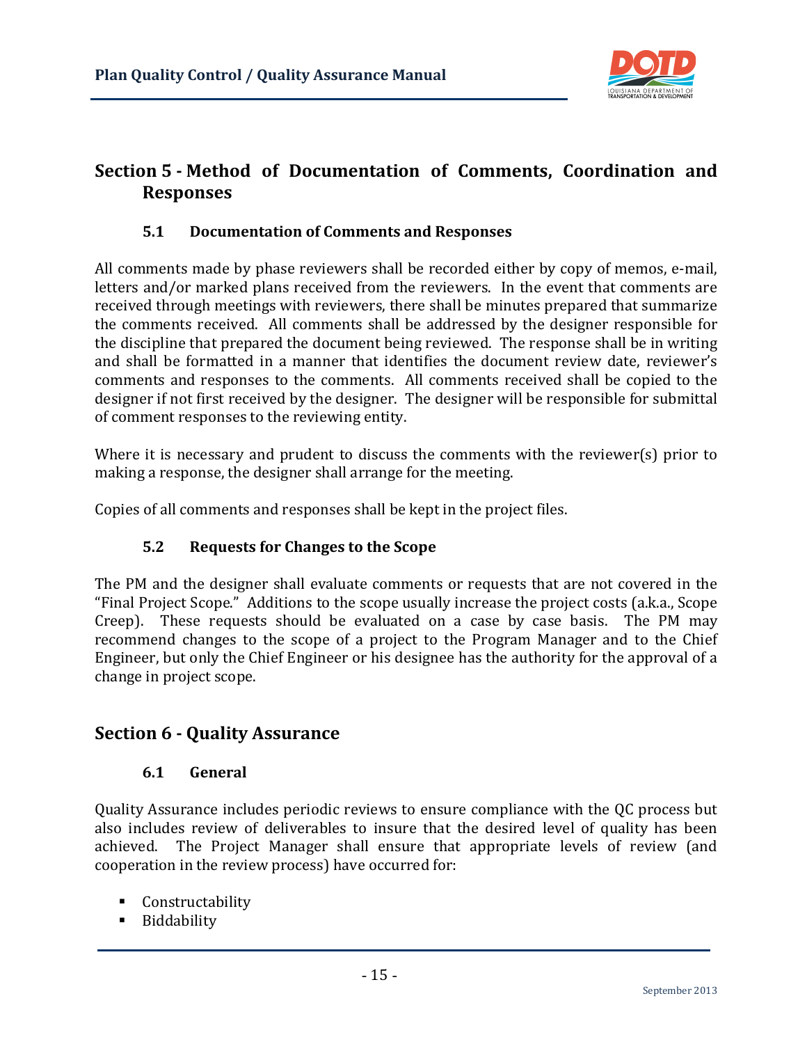# Section 5 - Method of Documentation of Comments, Coordination and Responses

## 5.1 Documentation of Comments and Responses

All comments made by phase reviewers shall be recorded either by copy of memos, e-mail, letters and/or marked plans received from the reviewers. In the event that comments are received through meetings with reviewers, there shall be minutes prepared that summarize the comments received. All comments shall be addressed by the designer responsible for the discipline that prepared the document being reviewed. The response shall be in writing and shall be formatted in a manner that identifies the document review date, reviewer's comments and responses to the comments. All comments received shall be copied to the designer if not first received by the designer. The designer will be responsible for submittal of comment responses to the reviewing entity.

Where it is necessary and prudent to discuss the comments with the reviewer(s) prior to making a response, the designer shall arrange for the meeting.

Copies of all comments and responses shall be kept in the project files.

## 5.2 Requests for Changes to the Scope

The PM and the designer shall evaluate comments or requests that are not covered in the "Final Project Scope." Additions to the scope usually increase the project costs (a.k.a., Scope Creep). These requests should be evaluated on a case by case basis. The PM may recommend changes to the scope of a project to the Program Manager and to the Chief Engineer, but only the Chief Engineer or his designee has the authority for the approval of a change in project scope.

# Section 6 - Quality Assurance

## 6.1 General

Quality Assurance includes periodic reviews to ensure compliance with the QC process but also includes review of deliverables to insure that the desired level of quality has been achieved. The Project Manager shall ensure that appropriate levels of review (and cooperation in the review process) have occurred for:

- Constructability
- Biddability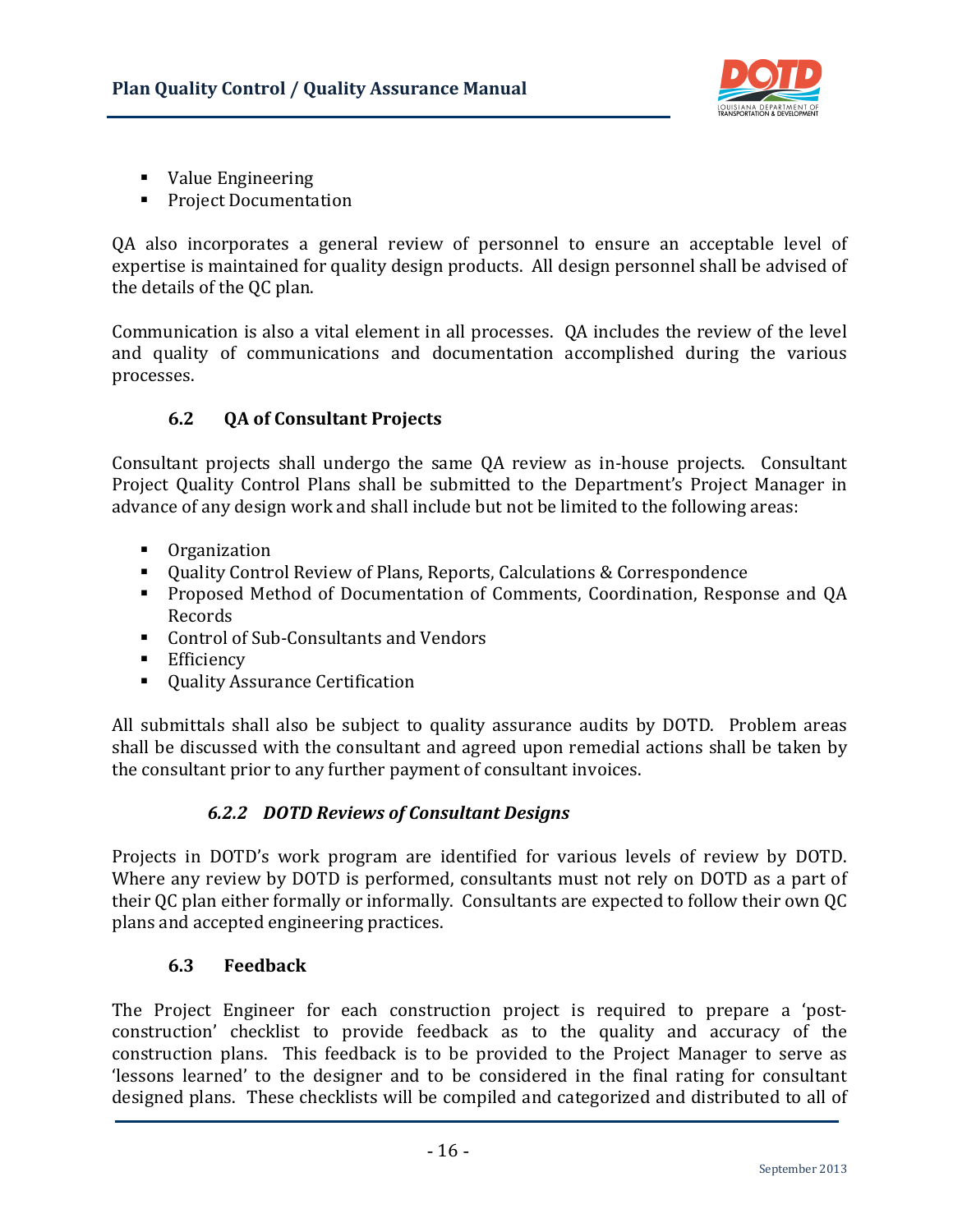- Value Engineering
- Project Documentation

QA also incorporates a general review of personnel to ensure an acceptable level of expertise is maintained for quality design products. All design personnel shall be advised of the details of the QC plan.

Communication is also a vital element in all processes. QA includes the review of the level and quality of communications and documentation accomplished during the various processes.

## 6.2 QA of Consultant Projects

Consultant projects shall undergo the same QA review as in-house projects. Consultant Project Quality Control Plans shall be submitted to the Department's Project Manager in advance of any design work and shall include but not be limited to the following areas:

- Organization
- Quality Control Review of Plans, Reports, Calculations & Correspondence
- Proposed Method of Documentation of Comments, Coordination, Response and QA Records
- Control of Sub-Consultants and Vendors
- Efficiency
- Quality Assurance Certification

All submittals shall also be subject to quality assurance audits by DOTD. Problem areas shall be discussed with the consultant and agreed upon remedial actions shall be taken by the consultant prior to any further payment of consultant invoices.

### *6.2.2 DOTD Reviews of Consultant Designs*

Projects in DOTD's work program are identified for various levels of review by DOTD. Where any review by DOTD is performed, consultants must not rely on DOTD as a part of their QC plan either formally or informally. Consultants are expected to follow their own QC plans and accepted engineering practices.

## 6.3 Feedback

The Project Engineer for each construction project is required to prepare a 'post-construction' checklist to provide feedback as to the quality and accuracy of the construction plans. This feedback is to be provided to the Project Manager to serve as 'lessons learned' to the designer and to be considered in the final rating for consultant designed plans. These checklists will be compiled and categorized and distributed to all of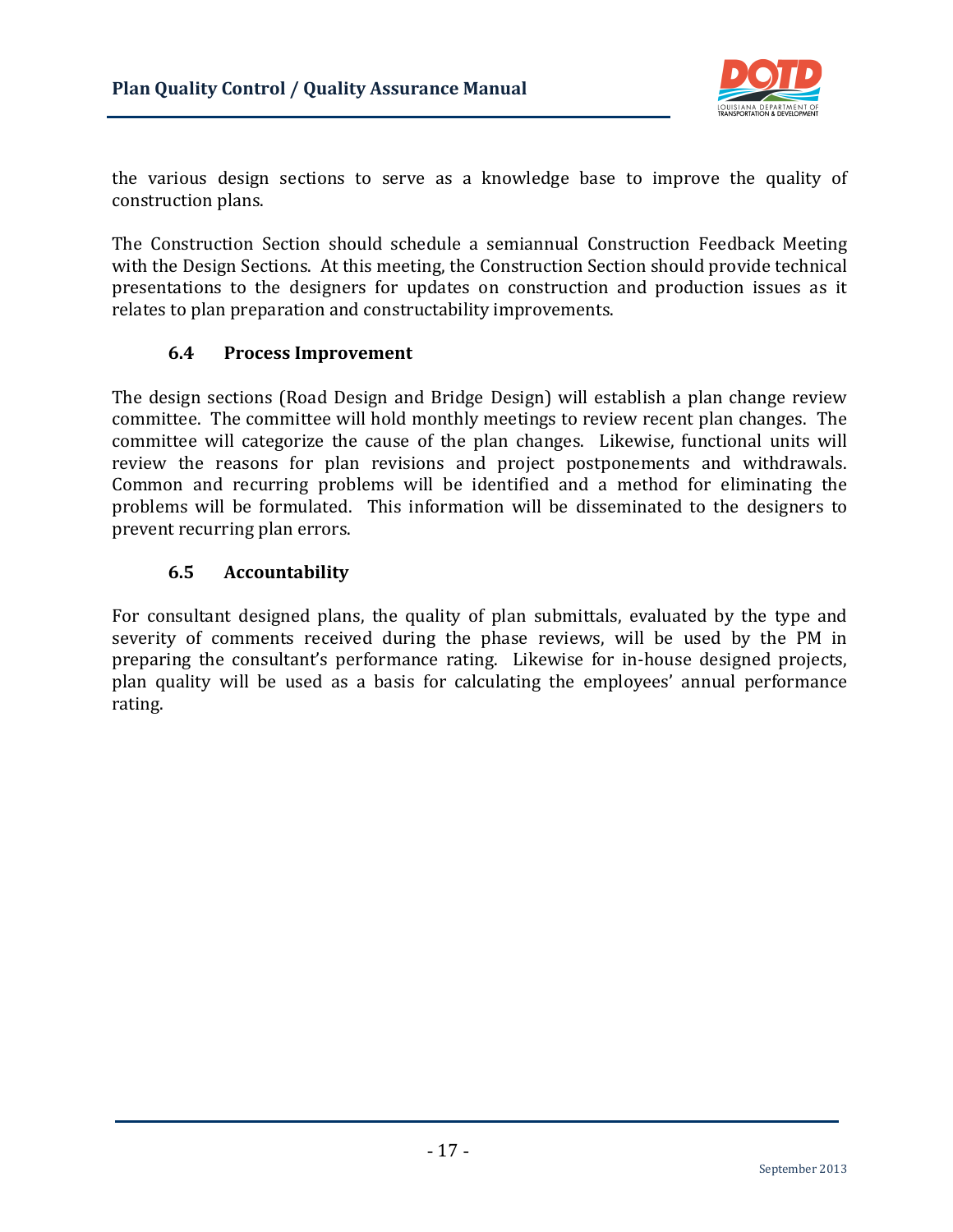the various design sections to serve as a knowledge base to improve the quality of construction plans.

The Construction Section should schedule a semiannual Construction Feedback Meeting with the Design Sections. At this meeting, the Construction Section should provide technical presentations to the designers for updates on construction and production issues as it relates to plan preparation and constructability improvements.

### 6.4 Process Improvement

The design sections (Road Design and Bridge Design) will establish a plan change review committee. The committee will hold monthly meetings to review recent plan changes. The committee will categorize the cause of the plan changes. Likewise, functional units will review the reasons for plan revisions and project postponements and withdrawals. Common and recurring problems will be identified and a method for eliminating the problems will be formulated. This information will be disseminated to the designers to prevent recurring plan errors.

### 6.5 Accountability

For consultant designed plans, the quality of plan submittals, evaluated by the type and severity of comments received during the phase reviews, will be used by the PM in preparing the consultant's performance rating. Likewise for in-house designed projects, plan quality will be used as a basis for calculating the employees' annual performance rating.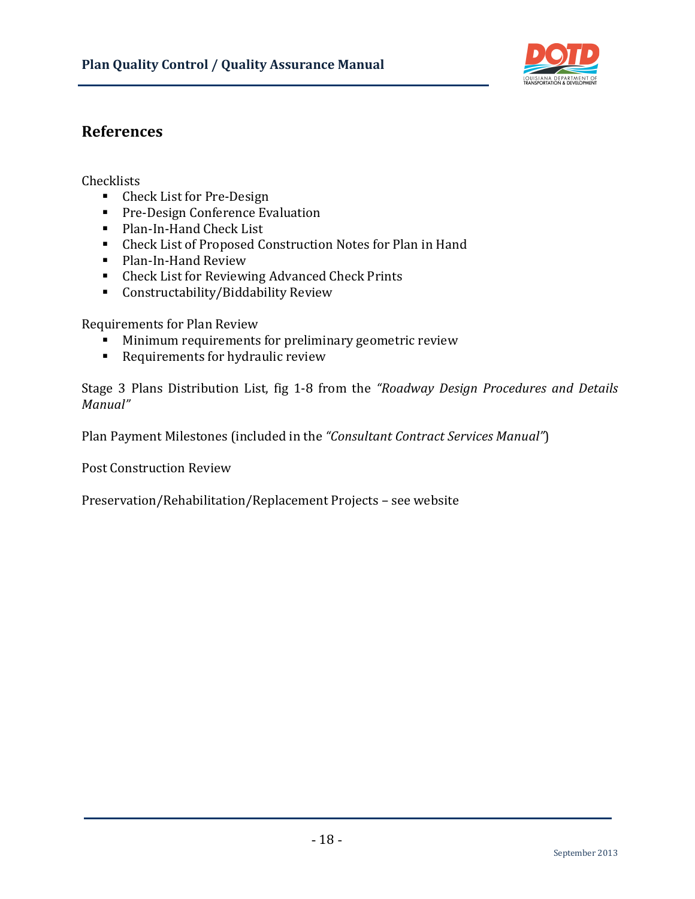## References

Checklists

- Check List for Pre-Design
- Pre-Design Conference Evaluation
- Plan-In-Hand Check List
- Check List of Proposed Construction Notes for Plan in Hand
- Plan-In-Hand Review
- Check List for Reviewing Advanced Check Prints
- Constructability/Biddability Review

Requirements for Plan Review

- Minimum requirements for preliminary geometric review
- Requirements for hydraulic review

Stage 3 Plans Distribution List, fig 1-8 from the *"Roadway Design Procedures and Details Manual"*

Plan Payment Milestones (included in the *"Consultant Contract Services Manual"*)

Post Construction Review

Preservation/Rehabilitation/Replacement Projects – see website